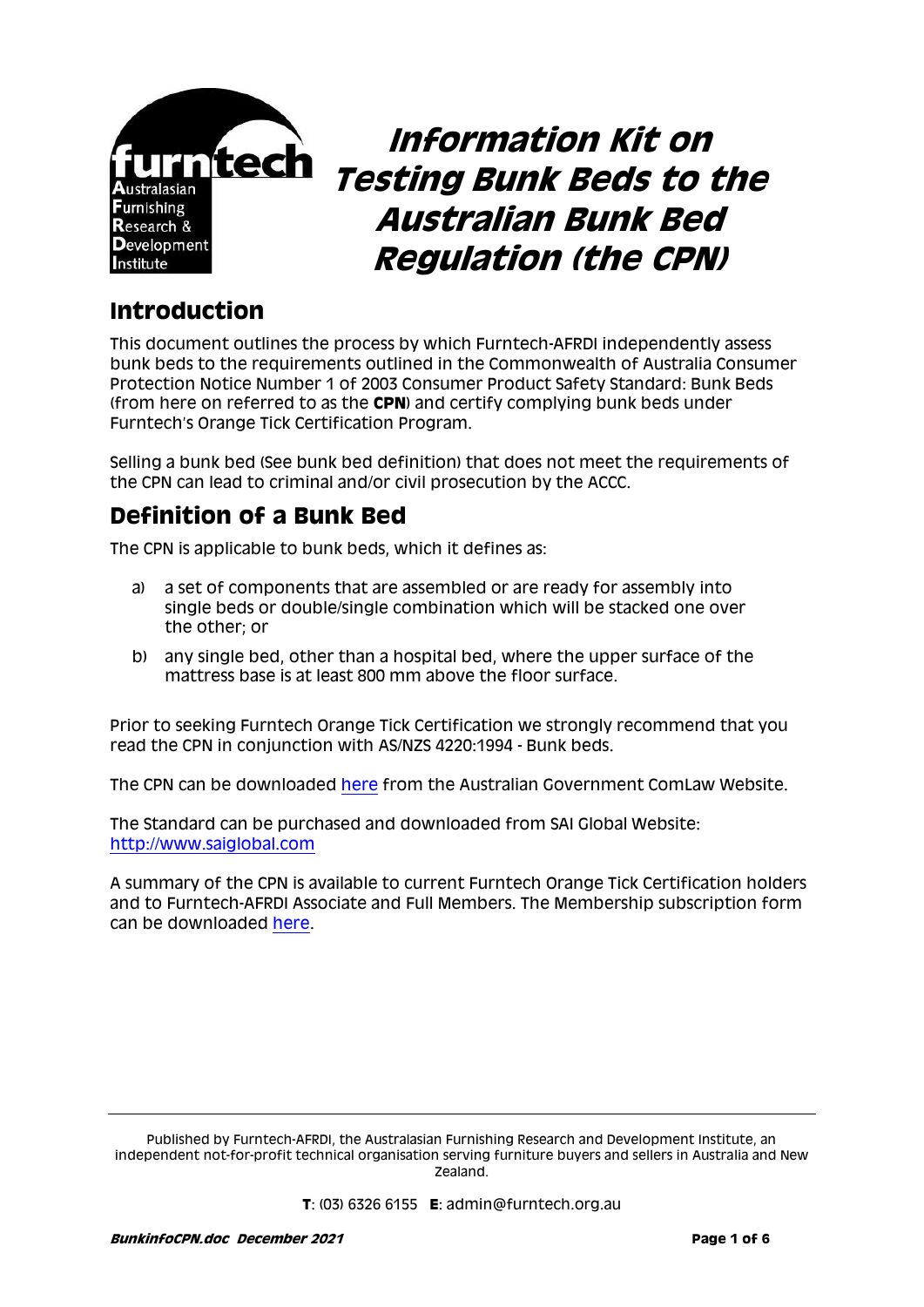# Information Kit on Testing Bunk Beds to the Australian Bunk Bed Regulation (the CPN)

## Introduction

This document outlines the process by which Furntech-AFRDI independently assess bunk beds to the requirements outlined in the Commonwealth of Australia Consumer Protection Notice Number 1 of 2003 Consumer Product Safety Standard: Bunk Beds (from here on referred to as the **CPN**) and certify complying bunk beds under Furntech's Orange Tick Certification Program.

Selling a bunk bed (See bunk bed definition) that does not meet the requirements of the CPN can lead to criminal and/or civil prosecution by the ACCC.

## Definition of a Bunk Bed

The CPN is applicable to bunk beds, which it defines as:

a) a set of components that are assembled or are ready for assembly into single beds or double/single combination which will be stacked one over the other; or

b) any single bed, other than a hospital bed, where the upper surface of the mattress base is at least 800 mm above the floor surface.

Prior to seeking Furntech Orange Tick Certification we strongly recommend that you read the CPN in conjunction with AS/NZS 4220:1994 - Bunk beds.

The CPN can be downloaded here from the Australian Government ComLaw Website.

The Standard can be purchased and downloaded from SAI Global Website: http://www.saiglobal.com

A summary of the CPN is available to current Furntech Orange Tick Certification holders and to Furntech-AFRDI Associate and Full Members. The Membership subscription form can be downloaded here.

Published by Furntech-AFRDI, the Australasian Furnishing Research and Development Institute, an independent not-for-profit technical organisation serving furniture buyers and sellers in Australia and New Zealand.

**T**: (03) 6326 6155 **E**: admin@furntech.org.au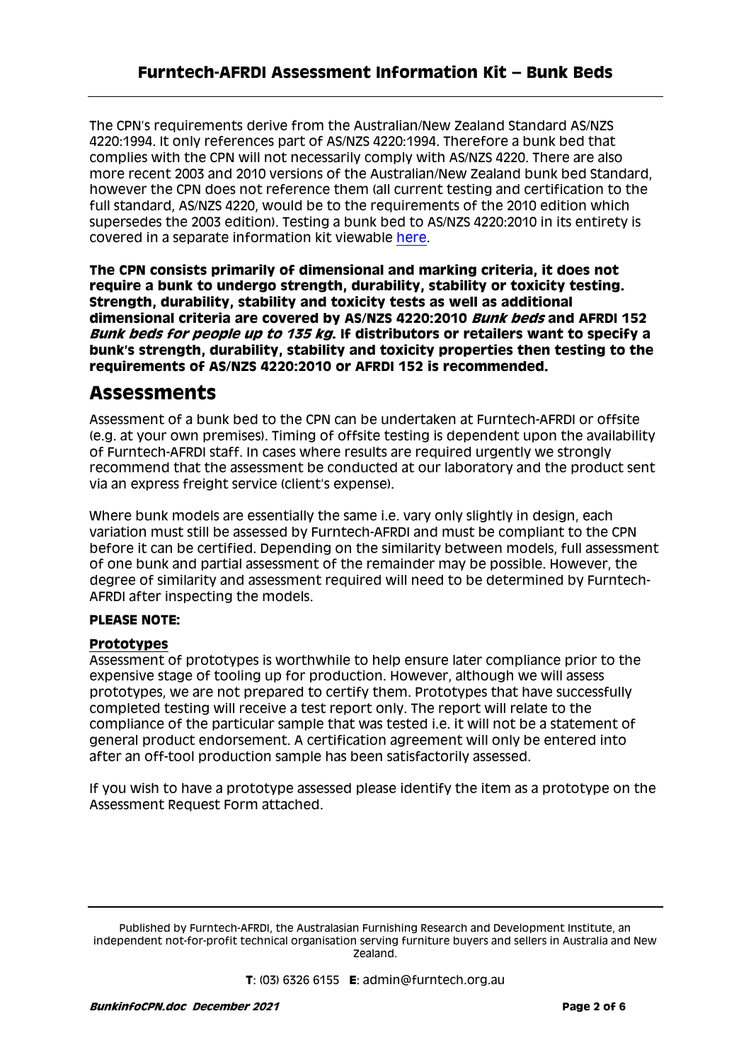The CPN's requirements derive from the Australian/New Zealand Standard AS/NZS 4220:1994. It only references part of AS/NZS 4220:1994. Therefore a bunk bed that complies with the CPN will not necessarily comply with AS/NZS 4220. There are also more recent 2003 and 2010 versions of the Australian/New Zealand bunk bed Standard, however the CPN does not reference them (all current testing and certification to the full standard, AS/NZS 4220, would be to the requirements of the 2010 edition which supersedes the 2003 edition). Testing a bunk bed to AS/NZS 4220:2010 in its entirety is covered in a separate information kit viewable here.

**The CPN consists primarily of dimensional and marking criteria, it does not require a bunk to undergo strength, durability, stability or toxicity testing. Strength, durability, stability and toxicity tests as well as additional dimensional criteria are covered by AS/NZS 4220:2010 *Bunk beds* and AFRDI 152 *Bunk beds for people up to 135 kg*. If distributors or retailers want to specify a bunk's strength, durability, stability and toxicity properties then testing to the requirements of AS/NZS 4220:2010 or AFRDI 152 is recommended.**

## Assessments

Assessment of a bunk bed to the CPN can be undertaken at Furntech-AFRDI or offsite (e.g. at your own premises). Timing of offsite testing is dependent upon the availability of Furntech-AFRDI staff. In cases where results are required urgently we strongly recommend that the assessment be conducted at our laboratory and the product sent via an express freight service (client's expense).

Where bunk models are essentially the same i.e. vary only slightly in design, each variation must still be assessed by Furntech-AFRDI and must be compliant to the CPN before it can be certified. Depending on the similarity between models, full assessment of one bunk and partial assessment of the remainder may be possible. However, the degree of similarity and assessment required will need to be determined by Furntech-AFRDI after inspecting the models.

**PLEASE NOTE:**

**Prototypes**

Assessment of prototypes is worthwhile to help ensure later compliance prior to the expensive stage of tooling up for production. However, although we will assess prototypes, we are not prepared to certify them. Prototypes that have successfully completed testing will receive a test report only. The report will relate to the compliance of the particular sample that was tested i.e. it will not be a statement of general product endorsement. A certification agreement will only be entered into after an off-tool production sample has been satisfactorily assessed.

If you wish to have a prototype assessed please identify the item as a prototype on the Assessment Request Form attached.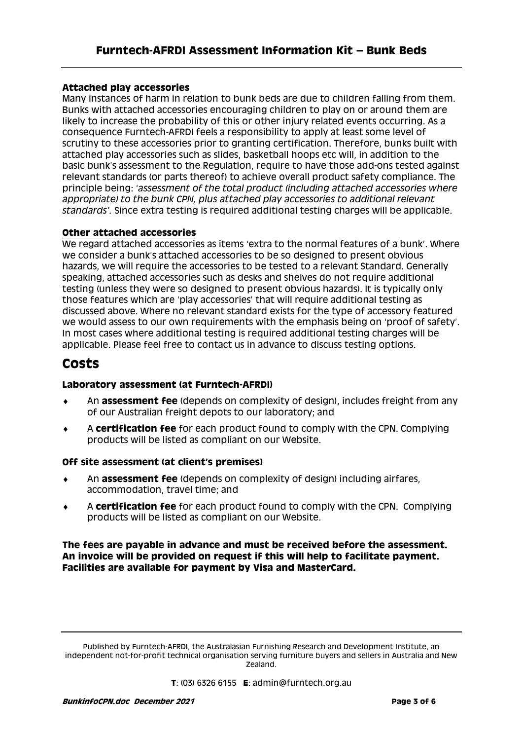### Attached play accessories

Many instances of harm in relation to bunk beds are due to children falling from them. Bunks with attached accessories encouraging children to play on or around them are likely to increase the probability of this or other injury related events occurring. As a consequence Furntech-AFRDI feels a responsibility to apply at least some level of scrutiny to these accessories prior to granting certification. Therefore, bunks built with attached play accessories such as slides, basketball hoops etc will, in addition to the basic bunk's assessment to the Regulation, require to have those add-ons tested against relevant standards (or parts thereof) to achieve overall product safety compliance. The principle being: '*assessment of the total product (including attached accessories where appropriate) to the bunk CPN, plus attached play accessories to additional relevant standards*'. Since extra testing is required additional testing charges will be applicable.

### Other attached accessories

We regard attached accessories as items 'extra to the normal features of a bunk'. Where we consider a bunk's attached accessories to be so designed to present obvious hazards, we will require the accessories to be tested to a relevant Standard. Generally speaking, attached accessories such as desks and shelves do not require additional testing (unless they were so designed to present obvious hazards). It is typically only those features which are 'play accessories' that will require additional testing as discussed above. Where no relevant standard exists for the type of accessory featured we would assess to our own requirements with the emphasis being on 'proof of safety'. In most cases where additional testing is required additional testing charges will be applicable. Please feel free to contact us in advance to discuss testing options.

## Costs

#### Laboratory assessment (at Furntech-AFRDI)

- An **assessment fee** (depends on complexity of design), includes freight from any of our Australian freight depots to our laboratory; and
- A **certification fee** for each product found to comply with the CPN. Complying products will be listed as compliant on our Website.

#### Off site assessment (at client's premises)

- An **assessment fee** (depends on complexity of design) including airfares, accommodation, travel time; and
- A **certification fee** for each product found to comply with the CPN. Complying products will be listed as compliant on our Website.

**The fees are payable in advance and must be received before the assessment. An invoice will be provided on request if this will help to facilitate payment. Facilities are available for payment by Visa and MasterCard.**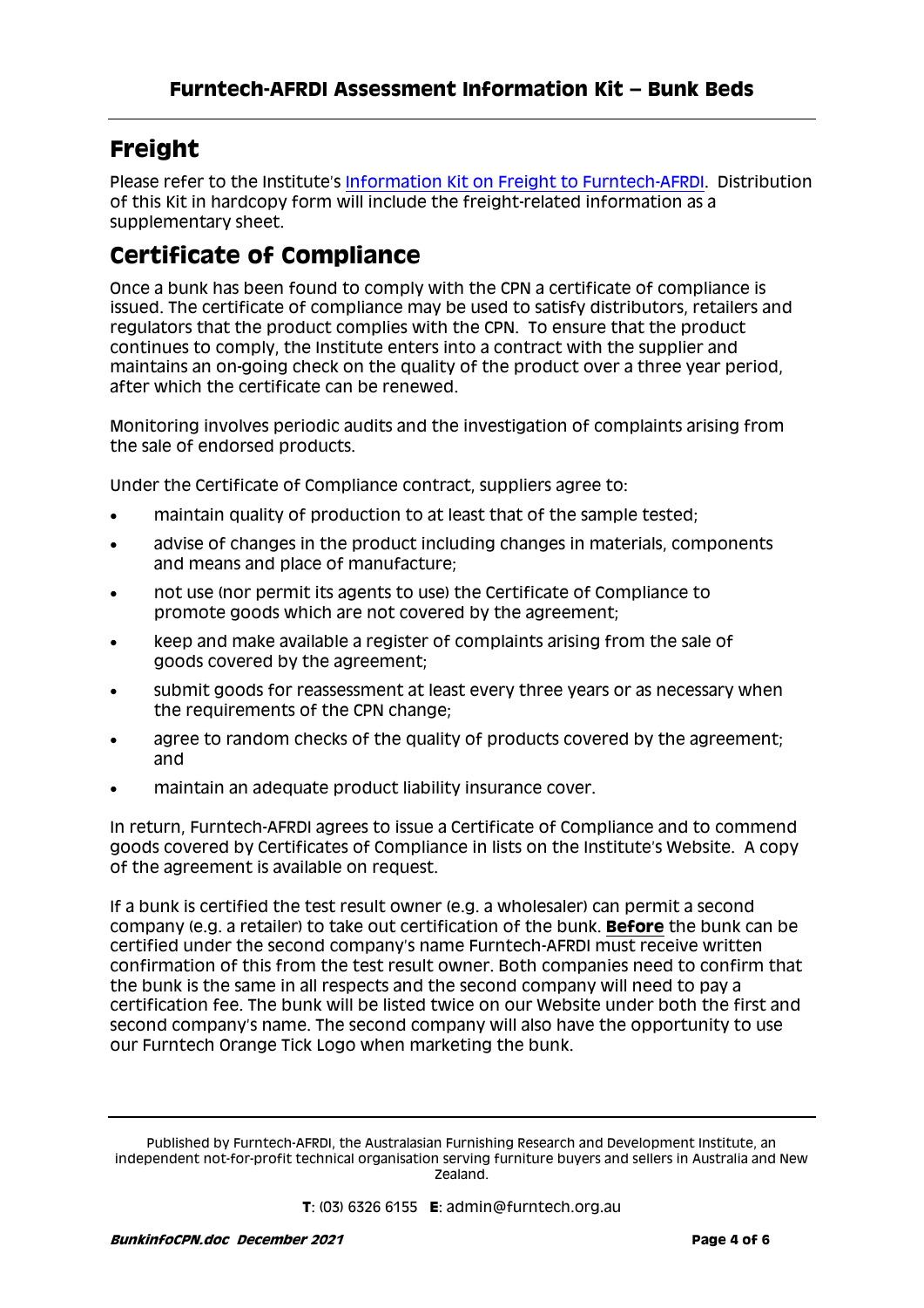## Freight

Please refer to the Institute's [Information Kit on Freight to Furntech-AFRDI](). Distribution of this Kit in hardcopy form will include the freight-related information as a supplementary sheet.

## Certificate of Compliance

Once a bunk has been found to comply with the CPN a certificate of compliance is issued. The certificate of compliance may be used to satisfy distributors, retailers and regulators that the product complies with the CPN. To ensure that the product continues to comply, the Institute enters into a contract with the supplier and maintains an on-going check on the quality of the product over a three year period, after which the certificate can be renewed.

Monitoring involves periodic audits and the investigation of complaints arising from the sale of endorsed products.

Under the Certificate of Compliance contract, suppliers agree to:

- maintain quality of production to at least that of the sample tested;
- advise of changes in the product including changes in materials, components and means and place of manufacture;
- not use (nor permit its agents to use) the Certificate of Compliance to promote goods which are not covered by the agreement;
- keep and make available a register of complaints arising from the sale of goods covered by the agreement;
- submit goods for reassessment at least every three years or as necessary when the requirements of the CPN change;
- agree to random checks of the quality of products covered by the agreement; and
- maintain an adequate product liability insurance cover.

In return, Furntech-AFRDI agrees to issue a Certificate of Compliance and to commend goods covered by Certificates of Compliance in lists on the Institute's Website. A copy of the agreement is available on request.

If a bunk is certified the test result owner (e.g. a wholesaler) can permit a second company (e.g. a retailer) to take out certification of the bunk. **Before** the bunk can be certified under the second company's name Furntech-AFRDI must receive written confirmation of this from the test result owner. Both companies need to confirm that the bunk is the same in all respects and the second company will need to pay a certification fee. The bunk will be listed twice on our Website under both the first and second company's name. The second company will also have the opportunity to use our Furntech Orange Tick Logo when marketing the bunk.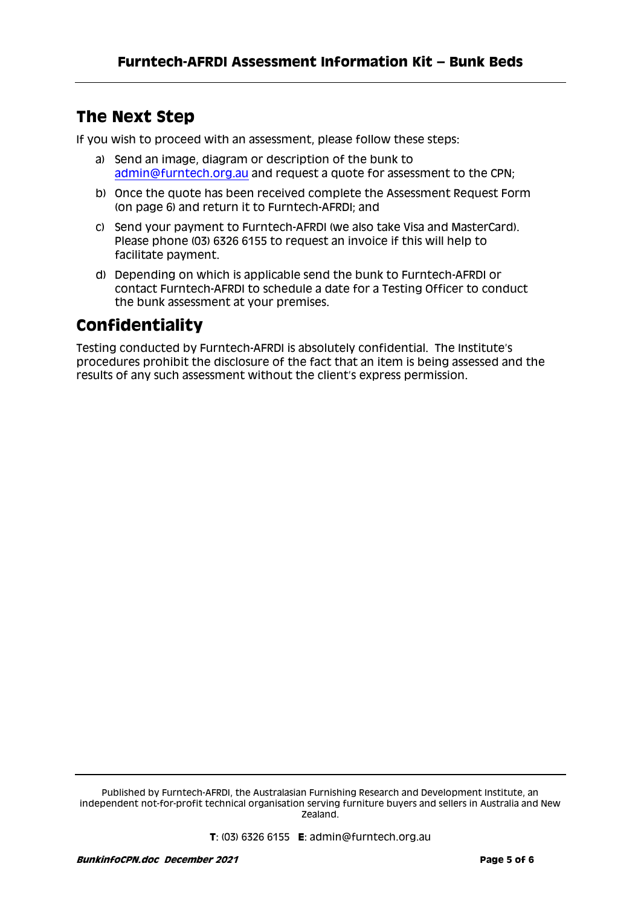## The Next Step

If you wish to proceed with an assessment, please follow these steps:

a) Send an image, diagram or description of the bunk to admin@furntech.org.au and request a quote for assessment to the CPN;

b) Once the quote has been received complete the Assessment Request Form (on page 6) and return it to Furntech-AFRDI; and

c) Send your payment to Furntech-AFRDI (we also take Visa and MasterCard). Please phone (03) 6326 6155 to request an invoice if this will help to facilitate payment.

d) Depending on which is applicable send the bunk to Furntech-AFRDI or contact Furntech-AFRDI to schedule a date for a Testing Officer to conduct the bunk assessment at your premises.

## Confidentiality

Testing conducted by Furntech-AFRDI is absolutely confidential. The Institute's procedures prohibit the disclosure of the fact that an item is being assessed and the results of any such assessment without the client's express permission.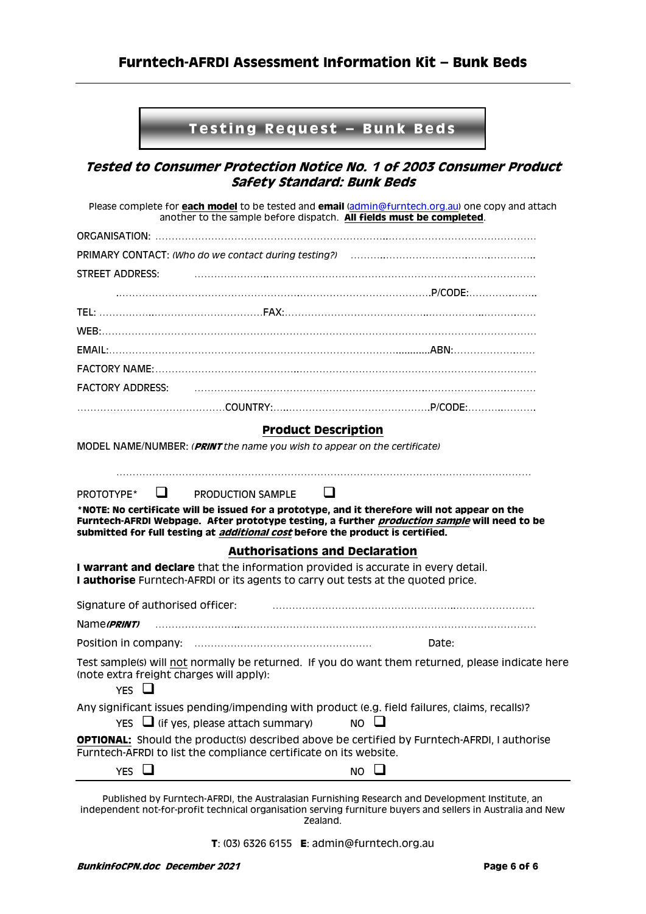# Testing Request – Bunk Beds

## *Tested to Consumer Protection Notice No. 1 of 2003 Consumer Product Safety Standard: Bunk Beds*

Please complete for **each model** to be tested and **email** (admin@furntech.org.au) one copy and attach another to the sample before dispatch. **All fields must be completed**.

ORGANISATION: ……………………………………………………………………………………………………………

PRIMARY CONTACT: *(Who do we contact during testing?)* ……………………………………………………

STREET ADDRESS: ………………………………………………………………………………………………………

……………………………………………………………………………………………P/CODE:………………

TEL: ……………………………………FAX:……………………………………………………………………

WEB:……………………………………………………………………………………………………………………

EMAIL:……………………………………………………………………………………ABN:…………………

FACTORY NAME:…………………………………………………………………………………………………………

FACTORY ADDRESS: ……………………………………………………………………………………………………

……………………………………COUNTRY:……………………………………………P/CODE:………………

## Product Description

MODEL NAME/NUMBER: (***PRINT*** *the name you wish to appear on the certificate)*

…………………………………………………………………………………………………………………………

PROTOTYPE* ☐ PRODUCTION SAMPLE ☐

***NOTE: No certificate will be issued for a prototype, and it therefore will not appear on the Furntech-AFRDI Webpage. After prototype testing, a further *production sample* will need to be submitted for full testing at *additional cost* before the product is certified.**

## Authorisations and Declaration

**I warrant and declare** that the information provided is accurate in every detail.
**I authorise** Furntech-AFRDI or its agents to carry out tests at the quoted price.

Signature of authorised officer: ……………………………………………………………………

Name***(PRINT)*** ………………………………………………………………………………………………

Position in company: ……………………………………………… Date:

Test sample(s) will not normally be returned. If you do want them returned, please indicate here (note extra freight charges will apply):

YES ☐

Any significant issues pending/impending with product (e.g. field failures, claims, recalls)?

YES ☐ (if yes, please attach summary) NO ☐

**OPTIONAL:** Should the product(s) described above be certified by Furntech-AFRDI, I authorise Furntech-AFRDI to list the compliance certificate on its website.

YES ☐ NO ☐

Published by Furntech-AFRDI, the Australasian Furnishing Research and Development Institute, an independent not-for-profit technical organisation serving furniture buyers and sellers in Australia and New Zealand.

**T**: (03) 6326 6155 **E**: admin@furntech.org.au